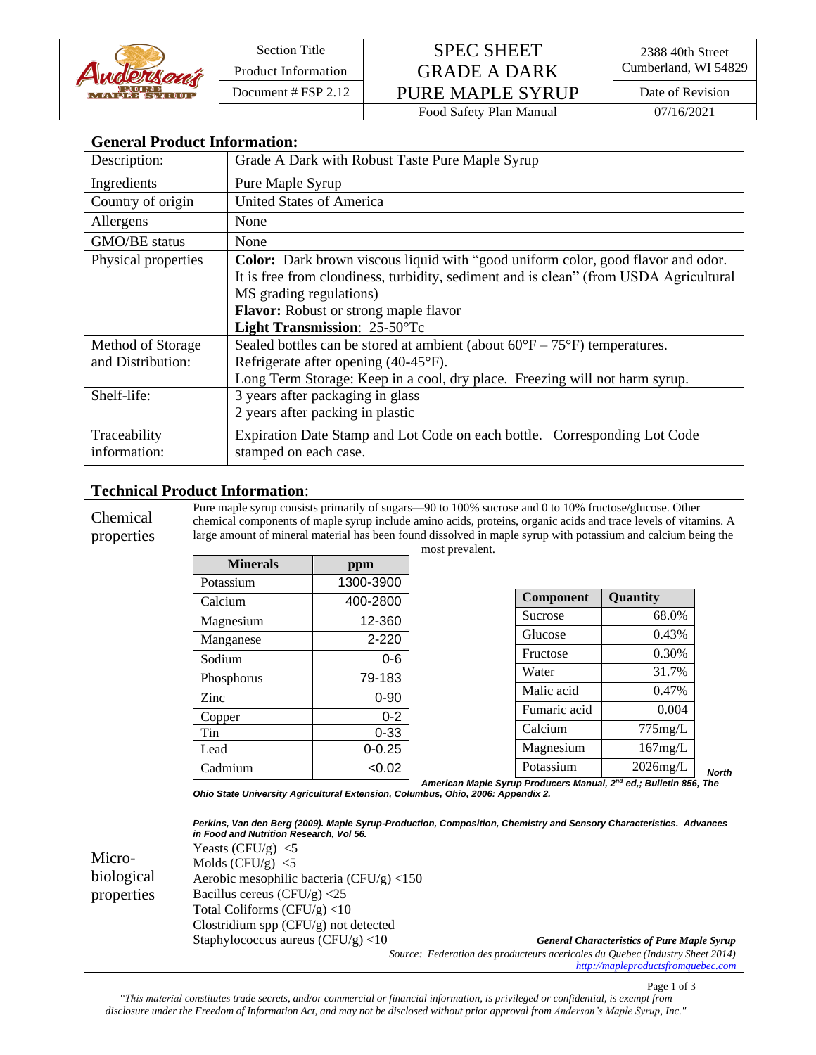| Anderson's Pure Maple Syrup | Section Title | SPEC SHEET GRADE A DARK PURE MAPLE SYRUP | 2388 40th Street Cumberland, WI 54829 |
|---|---|---|---|
| | Product Information | | Date of Revision |
| | Document # FSP 2.12 | | |
| | | Food Safety Plan Manual | 07/16/2021 |

## General Product Information:

| Description: | Grade A Dark with Robust Taste Pure Maple Syrup |
|---|---|
| Ingredients | Pure Maple Syrup |
| Country of origin | United States of America |
| Allergens | None |
| GMO/BE status | None |
| Physical properties | **Color:** Dark brown viscous liquid with "good uniform color, good flavor and odor. It is free from cloudiness, turbidity, sediment and is clean" (from USDA Agricultural MS grading regulations)<br>**Flavor:** Robust or strong maple flavor<br>**Light Transmission**: 25-50°Tc |
| Method of Storage and Distribution: | Sealed bottles can be stored at ambient (about 60°F – 75°F) temperatures.<br>Refrigerate after opening (40-45°F).<br>Long Term Storage: Keep in a cool, dry place. Freezing will not harm syrup. |
| Shelf-life: | 3 years after packaging in glass<br>2 years after packing in plastic |
| Traceability information: | Expiration Date Stamp and Lot Code on each bottle. Corresponding Lot Code stamped on each case. |

## Technical Product Information:

### Chemical properties

Pure maple syrup consists primarily of sugars—90 to 100% sucrose and 0 to 10% fructose/glucose. Other chemical components of maple syrup include amino acids, proteins, organic acids and trace levels of vitamins. A large amount of mineral material has been found dissolved in maple syrup with potassium and calcium being the most prevalent.

| Minerals | ppm |
|---|---|
| Potassium | 1300-3900 |
| Calcium | 400-2800 |
| Magnesium | 12-360 |
| Manganese | 2-220 |
| Sodium | 0-6 |
| Phosphorus | 79-183 |
| Zinc | 0-90 |
| Copper | 0-2 |
| Tin | 0-33 |
| Lead | 0-0.25 |
| Cadmium | <0.02 |

| Component | Quantity |
|---|---|
| Sucrose | 68.0% |
| Glucose | 0.43% |
| Fructose | 0.30% |
| Water | 31.7% |
| Malic acid | 0.47% |
| Fumaric acid | 0.004 |
| Calcium | 775mg/L |
| Magnesium | 167mg/L |
| Potassium | 2026mg/L |

***North American Maple Syrup Producers Manual, 2nd ed,; Bulletin 856, The Ohio State University Agricultural Extension, Columbus, Ohio, 2006: Appendix 2.***

***Perkins, Van den Berg (2009). Maple Syrup-Production, Composition, Chemistry and Sensory Characteristics. Advances in Food and Nutrition Research, Vol 56.***

### Micro-biological properties

Yeasts (CFU/g) <5
Molds (CFU/g) <5
Aerobic mesophilic bacteria (CFU/g) <150
Bacillus cereus (CFU/g) <25
Total Coliforms (CFU/g) <10
Clostridium spp (CFU/g) not detected
Staphylococcus aureus (CFU/g) <10

***General Characteristics of Pure Maple Syrup***
*Source: Federation des producteurs acericoles du Quebec (Industry Sheet 2014)*
*http://mapleproductsfromquebec.com*

*"This material constitutes trade secrets, and/or commercial or financial information, is privileged or confidential, is exempt from disclosure under the Freedom of Information Act, and may not be disclosed without prior approval from Anderson's Maple Syrup, Inc."*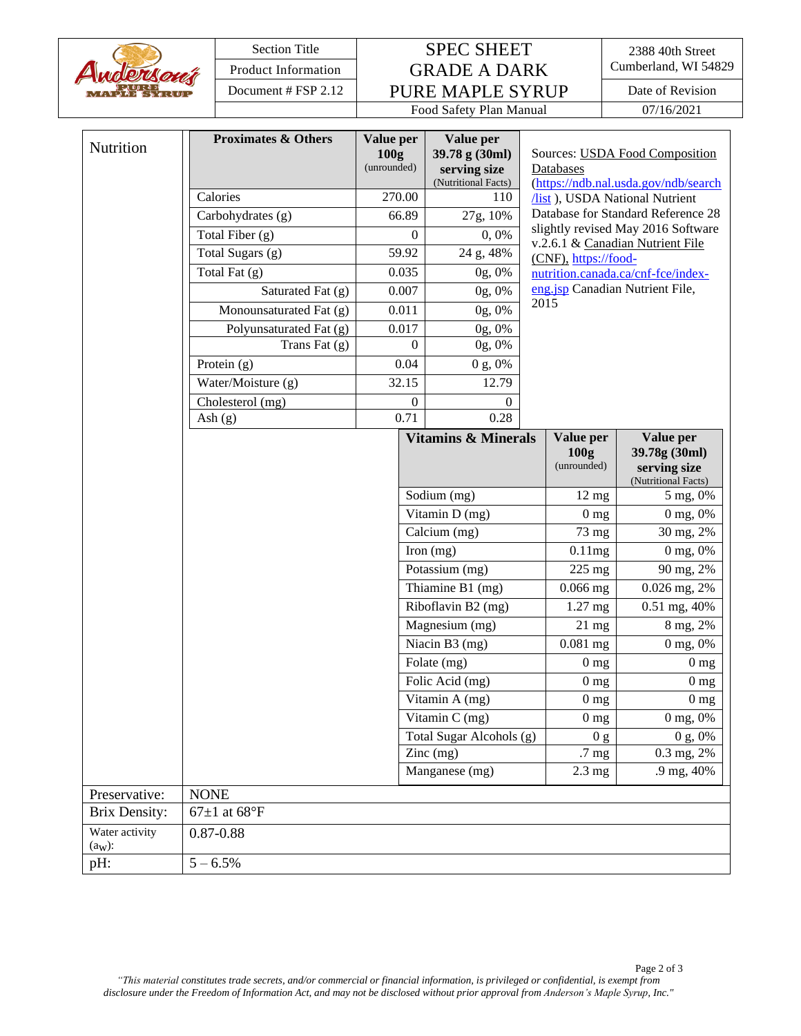| Anderson's Pure Maple Syrup | Section Title | SPEC SHEET GRADE A DARK PURE MAPLE SYRUP | 2388 40th Street Cumberland, WI 54829 |
|---|---|---|---|
| | Product Information | | Date of Revision |
| | Document # FSP 2.12 | Food Safety Plan Manual | 07/16/2021 |

## Nutrition

| Proximates & Others | Value per 100g (unrounded) | Value per 39.78 g (30ml) serving size (Nutritional Facts) |
|---|---|---|
| Calories | 270.00 | 110 |
| Carbohydrates (g) | 66.89 | 27g, 10% |
| Total Fiber (g) | 0 | 0, 0% |
| Total Sugars (g) | 59.92 | 24 g, 48% |
| Total Fat (g) | 0.035 | 0g, 0% |
| Saturated Fat (g) | 0.007 | 0g, 0% |
| Monounsaturated Fat (g) | 0.011 | 0g, 0% |
| Polyunsaturated Fat (g) | 0.017 | 0g, 0% |
| Trans Fat (g) | 0 | 0g, 0% |
| Protein (g) | 0.04 | 0 g, 0% |
| Water/Moisture (g) | 32.15 | 12.79 |
| Cholesterol (mg) | 0 | 0 |
| Ash (g) | 0.71 | 0.28 |

Sources: USDA Food Composition Databases (https://ndb.nal.usda.gov/ndb/search/list ), USDA National Nutrient Database for Standard Reference 28 slightly revised May 2016 Software v.2.6.1 & Canadian Nutrient File (CNF), https://food-nutrition.canada.ca/cnf-fce/index-eng.jsp Canadian Nutrient File, 2015

| Vitamins & Minerals | Value per 100g (unrounded) | Value per 39.78g (30ml) serving size (Nutritional Facts) |
|---|---|---|
| Sodium (mg) | 12 mg | 5 mg, 0% |
| Vitamin D (mg) | 0 mg | 0 mg, 0% |
| Calcium (mg) | 73 mg | 30 mg, 2% |
| Iron (mg) | 0.11mg | 0 mg, 0% |
| Potassium (mg) | 225 mg | 90 mg, 2% |
| Thiamine B1 (mg) | 0.066 mg | 0.026 mg, 2% |
| Riboflavin B2 (mg) | 1.27 mg | 0.51 mg, 40% |
| Magnesium (mg) | 21 mg | 8 mg, 2% |
| Niacin B3 (mg) | 0.081 mg | 0 mg, 0% |
| Folate (mg) | 0 mg | 0 mg |
| Folic Acid (mg) | 0 mg | 0 mg |
| Vitamin A (mg) | 0 mg | 0 mg |
| Vitamin C (mg) | 0 mg | 0 mg, 0% |
| Total Sugar Alcohols (g) | 0 g | 0 g, 0% |
| Zinc (mg) | .7 mg | 0.3 mg, 2% |
| Manganese (mg) | 2.3 mg | .9 mg, 40% |

| | |
|---|---|
| Preservative: | NONE |
| Brix Density: | 67±1 at 68°F |
| Water activity ($a_W$): | 0.87-0.88 |
| pH: | 5 – 6.5% |

*"This material constitutes trade secrets, and/or commercial or financial information, is privileged or confidential, is exempt from disclosure under the Freedom of Information Act, and may not be disclosed without prior approval from Anderson's Maple Syrup, Inc."*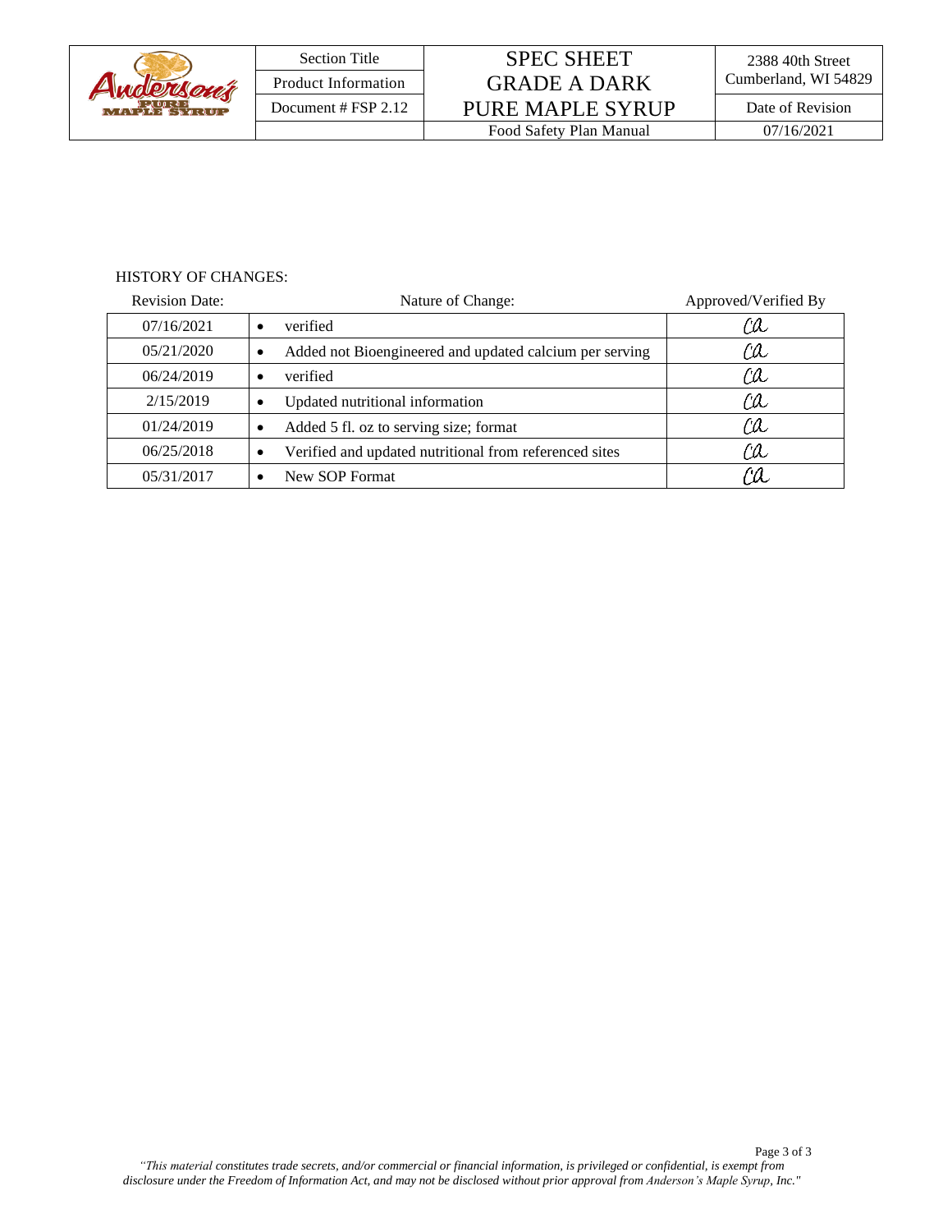HISTORY OF CHANGES:

| Revision Date: | Nature of Change: | Approved/Verified By |
|---|---|---|
| 07/16/2021 | • verified | CA |
| 05/21/2020 | • Added not Bioengineered and updated calcium per serving | CA |
| 06/24/2019 | • verified | CA |
| 2/15/2019 | • Updated nutritional information | CA |
| 01/24/2019 | • Added 5 fl. oz to serving size; format | CA |
| 06/25/2018 | • Verified and updated nutritional from referenced sites | CA |
| 05/31/2017 | • New SOP Format | CA |

*"This material constitutes trade secrets, and/or commercial or financial information, is privileged or confidential, is exempt from disclosure under the Freedom of Information Act, and may not be disclosed without prior approval from Anderson's Maple Syrup, Inc."*